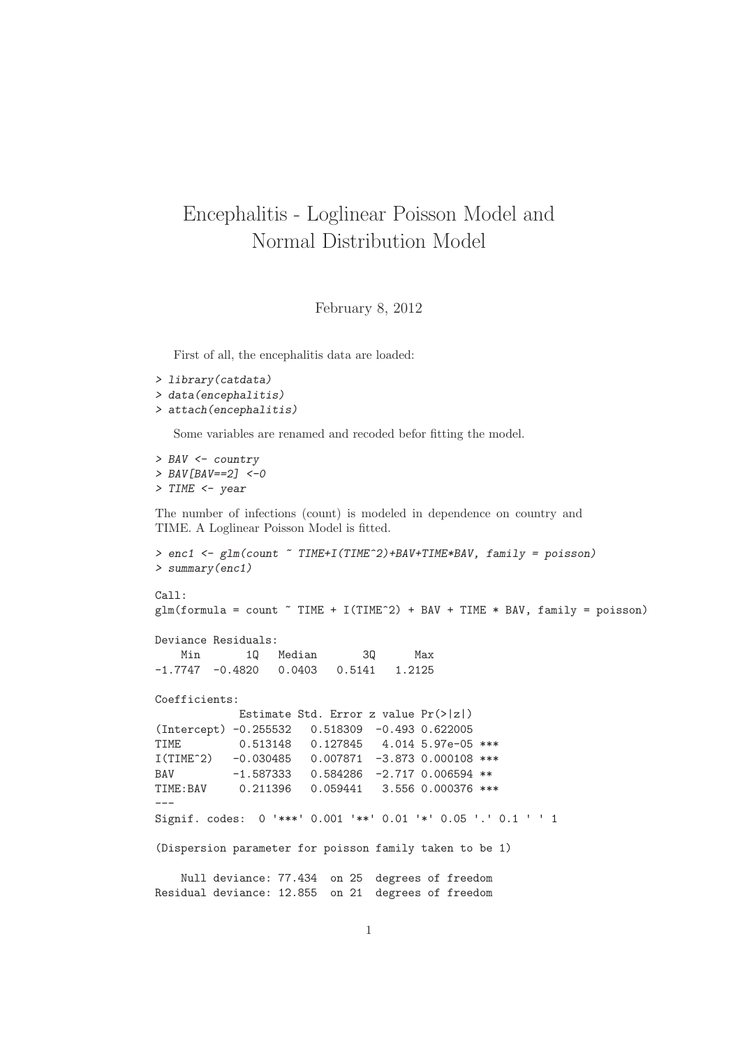# Encephalitis - Loglinear Poisson Model and Normal Distribution Model

February 8, 2012

First of all, the encephalitis data are loaded:

```
> library(catdata)
> data(encephalitis)
> attach(encephalitis)
```

Some variables are renamed and recoded befor fitting the model.

```
> BAV <- country
> BAV[BAV==2] <-0
> TIME <- year
```

The number of infections (count) is modeled in dependence on country and TIME. A Loglinear Poisson Model is fitted.

```
> enc1 <- glm(count ~ TIME+I(TIME^2)+BAV+TIME*BAV, family = poisson)
> summary(enc1)

Call:
glm(formula = count ~ TIME + I(TIME^2) + BAV + TIME * BAV, family = poisson)

Deviance Residuals:
    Min       1Q   Median       3Q      Max
-1.7747  -0.4820   0.0403   0.5141   1.2125

Coefficients:
             Estimate Std. Error z value Pr(>|z|)
(Intercept) -0.255532   0.518309  -0.493 0.622005
TIME         0.513148   0.127845   4.014 5.97e-05 ***
I(TIME^2)   -0.030485   0.007871  -3.873 0.000108 ***
BAV         -1.587333   0.584286  -2.717 0.006594 **
TIME:BAV     0.211396   0.059441   3.556 0.000376 ***
---
Signif. codes:  0 '***' 0.001 '**' 0.01 '*' 0.05 '.' 0.1 ' ' 1

(Dispersion parameter for poisson family taken to be 1)

    Null deviance: 77.434  on 25  degrees of freedom
Residual deviance: 12.855  on 21  degrees of freedom
```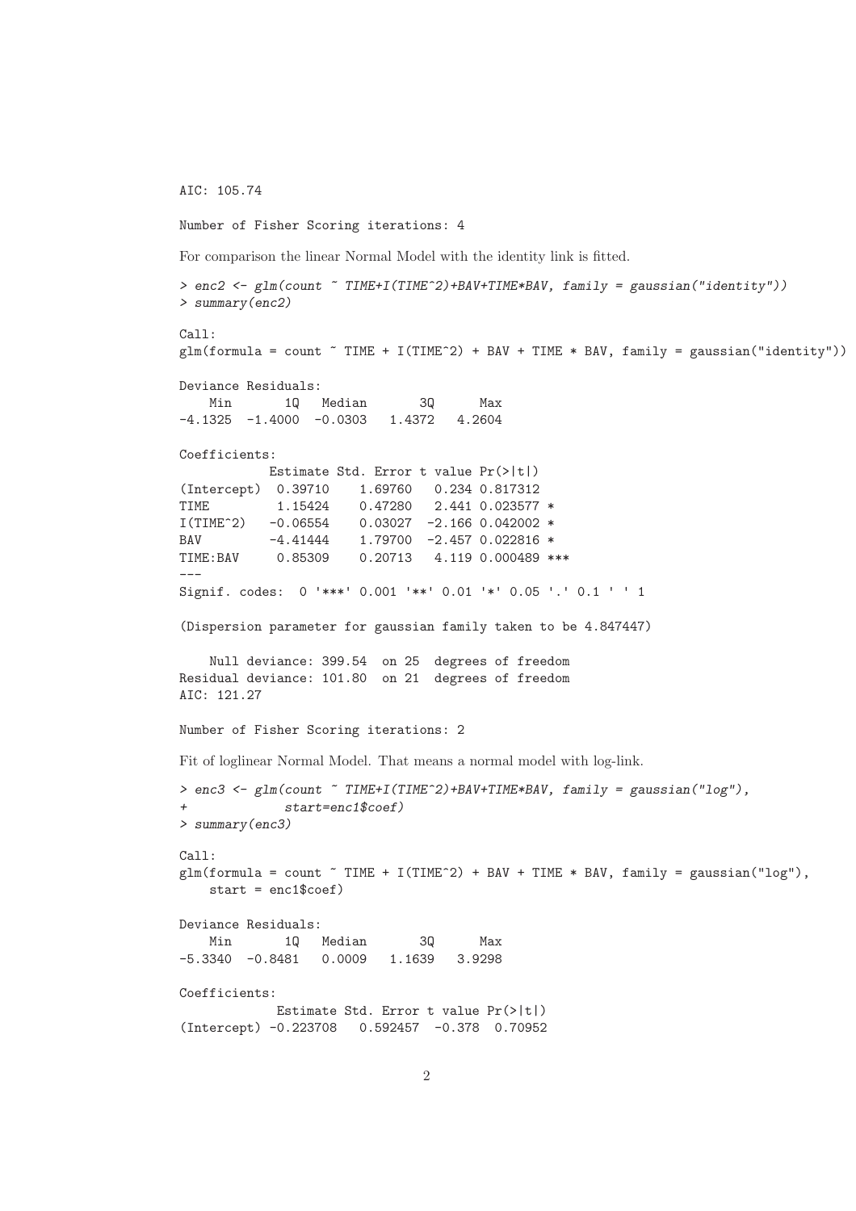```
AIC: 105.74

Number of Fisher Scoring iterations: 4
```

For comparison the linear Normal Model with the identity link is fitted.

```
> enc2 <- glm(count ~ TIME+I(TIME^2)+BAV+TIME*BAV, family = gaussian("identity"))
> summary(enc2)

Call:
glm(formula = count ~ TIME + I(TIME^2) + BAV + TIME * BAV, family = gaussian("identity"))

Deviance Residuals:
    Min       1Q   Median       3Q      Max
-4.1325  -1.4000  -0.0303   1.4372   4.2604

Coefficients:
            Estimate Std. Error t value Pr(>|t|)
(Intercept)  0.39710    1.69760   0.234 0.817312
TIME         1.15424    0.47280   2.441 0.023577 *
I(TIME^2)   -0.06554    0.03027  -2.166 0.042002 *
BAV         -4.41444    1.79700  -2.457 0.022816 *
TIME:BAV     0.85309    0.20713   4.119 0.000489 ***
---
Signif. codes:  0 '***' 0.001 '**' 0.01 '*' 0.05 '.' 0.1 ' ' 1

(Dispersion parameter for gaussian family taken to be 4.847447)

    Null deviance: 399.54  on 25  degrees of freedom
Residual deviance: 101.80  on 21  degrees of freedom
AIC: 121.27

Number of Fisher Scoring iterations: 2
```

Fit of loglinear Normal Model. That means a normal model with log-link.

```
> enc3 <- glm(count ~ TIME+I(TIME^2)+BAV+TIME*BAV, family = gaussian("log"),
+             start=enc1$coef)
> summary(enc3)

Call:
glm(formula = count ~ TIME + I(TIME^2) + BAV + TIME * BAV, family = gaussian("log"),
    start = enc1$coef)

Deviance Residuals:
    Min       1Q   Median       3Q      Max
-5.3340  -0.8481   0.0009   1.1639   3.9298

Coefficients:
             Estimate Std. Error t value Pr(>|t|)
(Intercept) -0.223708   0.592457  -0.378  0.70952
```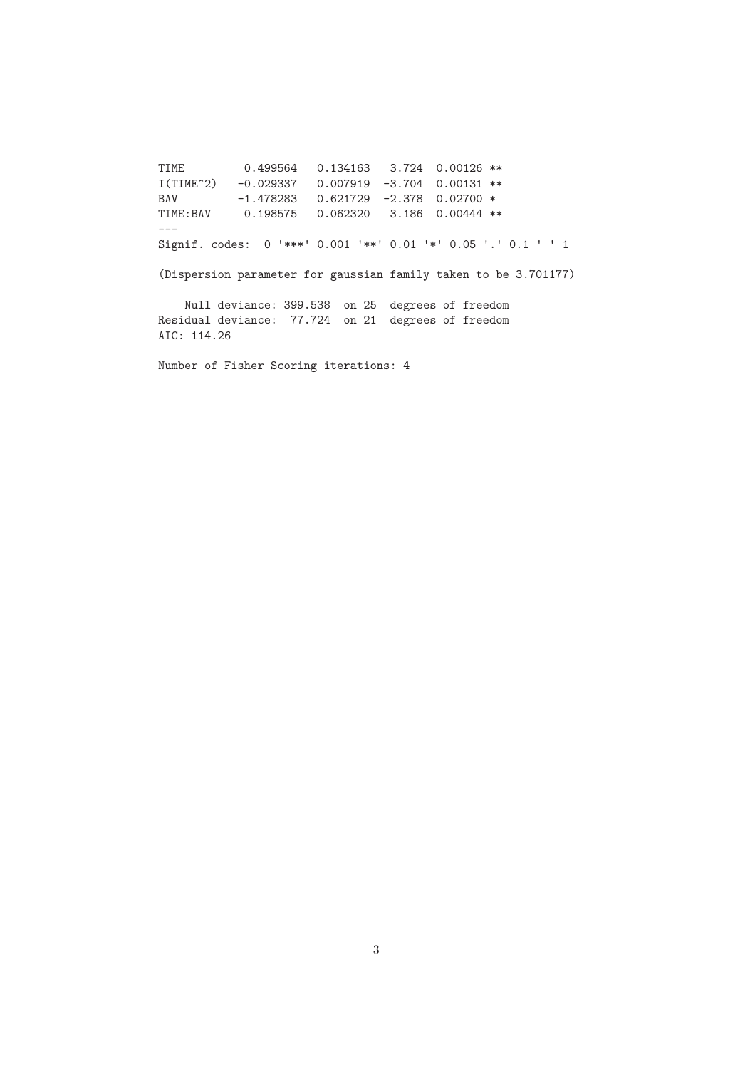```
TIME         0.499564   0.134163   3.724  0.00126 **
I(TIME^2)   -0.029337   0.007919  -3.704  0.00131 **
BAV         -1.478283   0.621729  -2.378  0.02700 *
TIME:BAV     0.198575   0.062320   3.186  0.00444 **
---
Signif. codes:  0 '***' 0.001 '**' 0.01 '*' 0.05 '.' 0.1 ' ' 1

(Dispersion parameter for gaussian family taken to be 3.701177)

    Null deviance: 399.538  on 25  degrees of freedom
Residual deviance:  77.724  on 21  degrees of freedom
AIC: 114.26

Number of Fisher Scoring iterations: 4
```